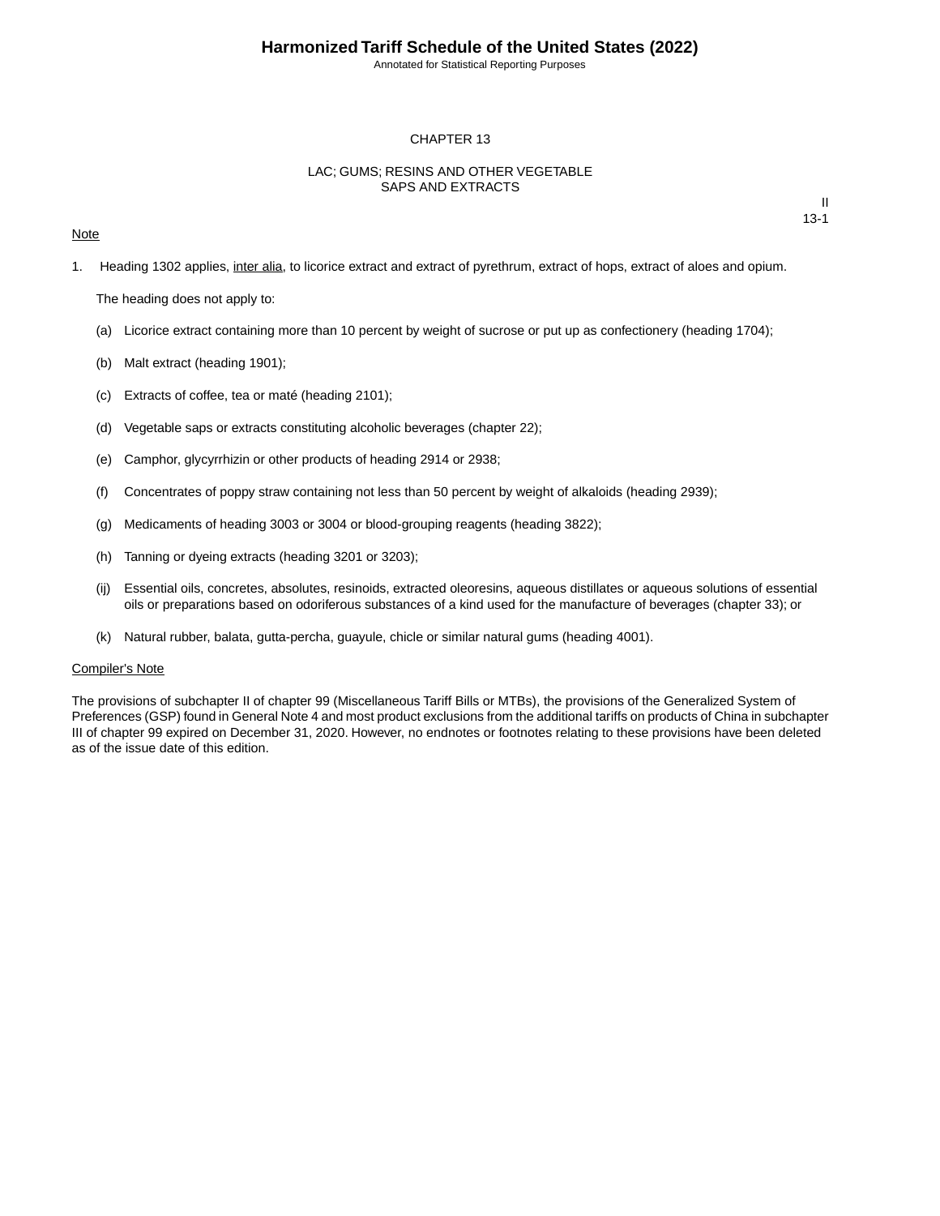# CHAPTER 13

## LAC; GUMS; RESINS AND OTHER VEGETABLE SAPS AND EXTRACTS

II
13-1

Note

1. Heading 1302 applies, inter alia, to licorice extract and extract of pyrethrum, extract of hops, extract of aloes and opium.

   The heading does not apply to:

   (a) Licorice extract containing more than 10 percent by weight of sucrose or put up as confectionery (heading 1704);

   (b) Malt extract (heading 1901);

   (c) Extracts of coffee, tea or maté (heading 2101);

   (d) Vegetable saps or extracts constituting alcoholic beverages (chapter 22);

   (e) Camphor, glycyrrhizin or other products of heading 2914 or 2938;

   (f) Concentrates of poppy straw containing not less than 50 percent by weight of alkaloids (heading 2939);

   (g) Medicaments of heading 3003 or 3004 or blood-grouping reagents (heading 3822);

   (h) Tanning or dyeing extracts (heading 3201 or 3203);

   (ij) Essential oils, concretes, absolutes, resinoids, extracted oleoresins, aqueous distillates or aqueous solutions of essential oils or preparations based on odoriferous substances of a kind used for the manufacture of beverages (chapter 33); or

   (k) Natural rubber, balata, gutta-percha, guayule, chicle or similar natural gums (heading 4001).

Compiler's Note

The provisions of subchapter II of chapter 99 (Miscellaneous Tariff Bills or MTBs), the provisions of the Generalized System of Preferences (GSP) found in General Note 4 and most product exclusions from the additional tariffs on products of China in subchapter III of chapter 99 expired on December 31, 2020. However, no endnotes or footnotes relating to these provisions have been deleted as of the issue date of this edition.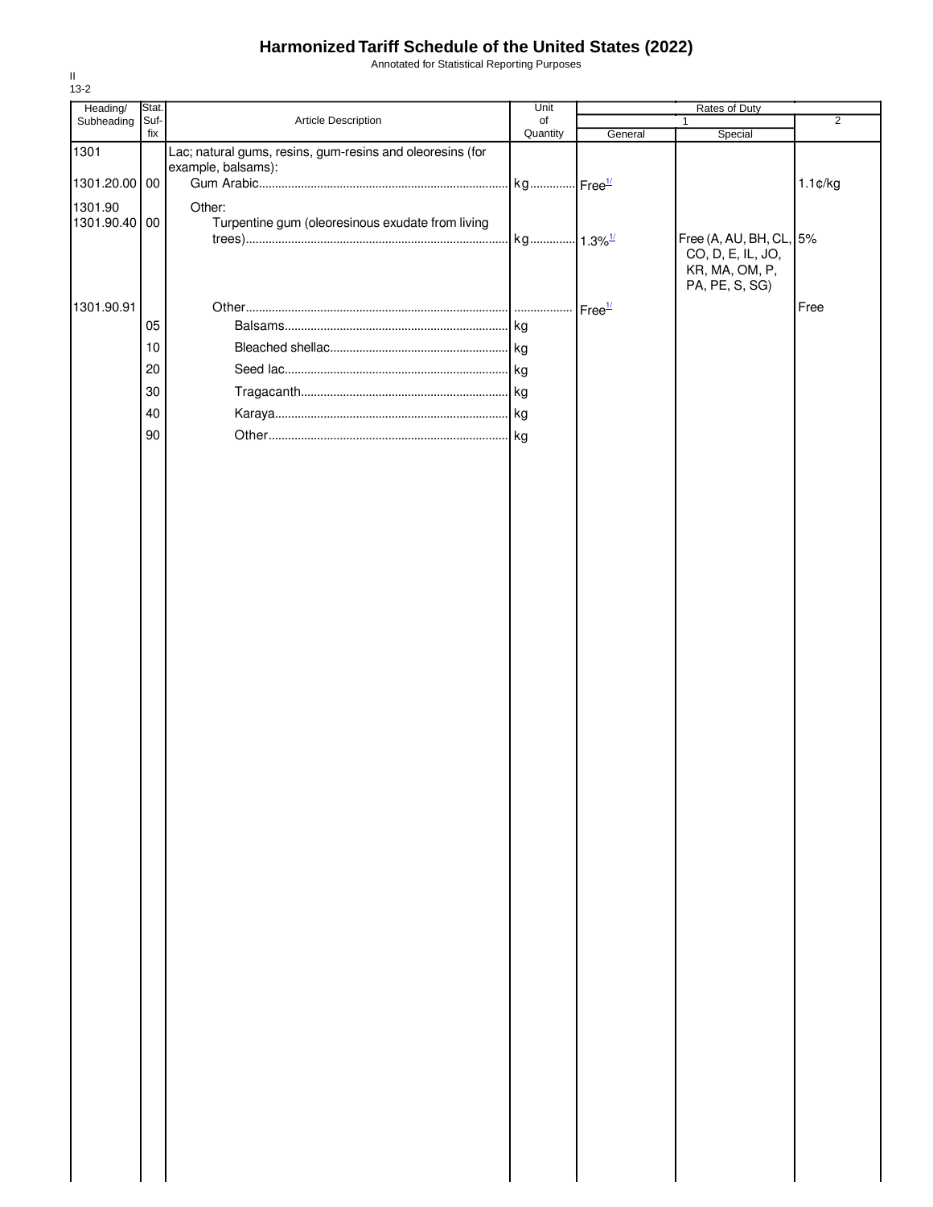# Harmonized Tariff Schedule of the United States (2022)

Annotated for Statistical Reporting Purposes

II
13-2

| Heading/ Subheading | Stat. Suf-fix | Article Description | Unit of Quantity | Rates of Duty 1 General | Rates of Duty 1 Special | Rates of Duty 2 |
|---|---|---|---|---|---|---|
| 1301 | | Lac; natural gums, resins, gum-resins and oleoresins (for example, balsams): | | | | |
| 1301.20.00 | 00 | Gum Arabic | kg | Free[1/] | | 1.1¢/kg |
| 1301.90 | | Other: | | | | |
| 1301.90.40 | 00 | Turpentine gum (oleoresinous exudate from living trees) | kg | 1.3%[1/] | Free (A, AU, BH, CL, CO, D, E, IL, JO, KR, MA, OM, P, PA, PE, S, SG) | 5% |
| 1301.90.91 | | Other | | Free[1/] | | Free |
| | 05 | Balsams | kg | | | |
| | 10 | Bleached shellac | kg | | | |
| | 20 | Seed lac | kg | | | |
| | 30 | Tragacanth | kg | | | |
| | 40 | Karaya | kg | | | |
| | 90 | Other | kg | | | |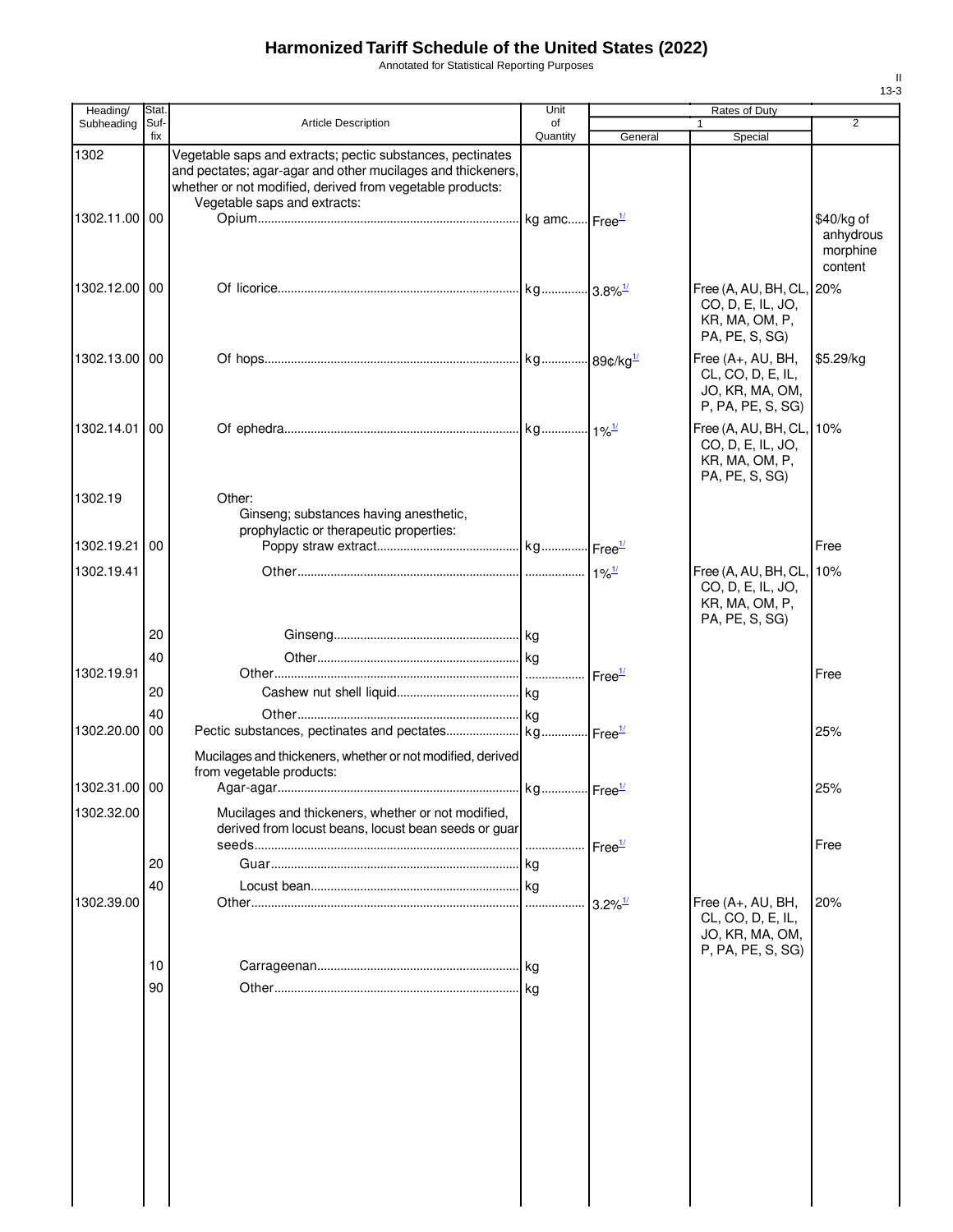# Harmonized Tariff Schedule of the United States (2022)

Annotated for Statistical Reporting Purposes

II
13-3

| Heading/ Subheading | Stat. Suf-fix | Article Description | Unit of Quantity | Rates of Duty 1 General | Special | 2 |
|---|---|---|---|---|---|---|
| 1302 | | Vegetable saps and extracts; pectic substances, pectinates and pectates; agar-agar and other mucilages and thickeners, whether or not modified, derived from vegetable products: | | | | |
| | | Vegetable saps and extracts: | | | | |
| 1302.11.00 | 00 | Opium | kg amc | Free[1/] | | $40/kg of anhydrous morphine content |
| 1302.12.00 | 00 | Of licorice | kg | 3.8%[1/] | Free (A, AU, BH, CL, CO, D, E, IL, JO, KR, MA, OM, P, PA, PE, S, SG) | 20% |
| 1302.13.00 | 00 | Of hops | kg | 89¢/kg[1/] | Free (A+, AU, BH, CL, CO, D, E, IL, JO, KR, MA, OM, P, PA, PE, S, SG) | $5.29/kg |
| 1302.14.01 | 00 | Of ephedra | kg | 1%[1/] | Free (A, AU, BH, CL, CO, D, E, IL, JO, KR, MA, OM, P, PA, PE, S, SG) | 10% |
| 1302.19 | | Other: | | | | |
| | | Ginseng; substances having anesthetic, prophylactic or therapeutic properties: | | | | |
| 1302.19.21 | 00 | Poppy straw extract | kg | Free[1/] | | Free |
| 1302.19.41 | | Other | | 1%[1/] | Free (A, AU, BH, CL, CO, D, E, IL, JO, KR, MA, OM, P, PA, PE, S, SG) | 10% |
| | 20 | Ginseng | kg | | | |
| | 40 | Other | kg | | | |
| 1302.19.91 | | Other | | Free[1/] | | Free |
| | 20 | Cashew nut shell liquid | kg | | | |
| | 40 | Other | kg | | | |
| 1302.20.00 | 00 | Pectic substances, pectinates and pectates | kg | Free[1/] | | 25% |
| | | Mucilages and thickeners, whether or not modified, derived from vegetable products: | | | | |
| 1302.31.00 | 00 | Agar-agar | kg | Free[1/] | | 25% |
| 1302.32.00 | | Mucilages and thickeners, whether or not modified, derived from locust beans, locust bean seeds or guar seeds | | Free[1/] | | Free |
| | 20 | Guar | kg | | | |
| | 40 | Locust bean | kg | | | |
| 1302.39.00 | | Other | | 3.2%[1/] | Free (A+, AU, BH, CL, CO, D, E, IL, JO, KR, MA, OM, P, PA, PE, S, SG) | 20% |
| | 10 | Carrageenan | kg | | | |
| | 90 | Other | kg | | | |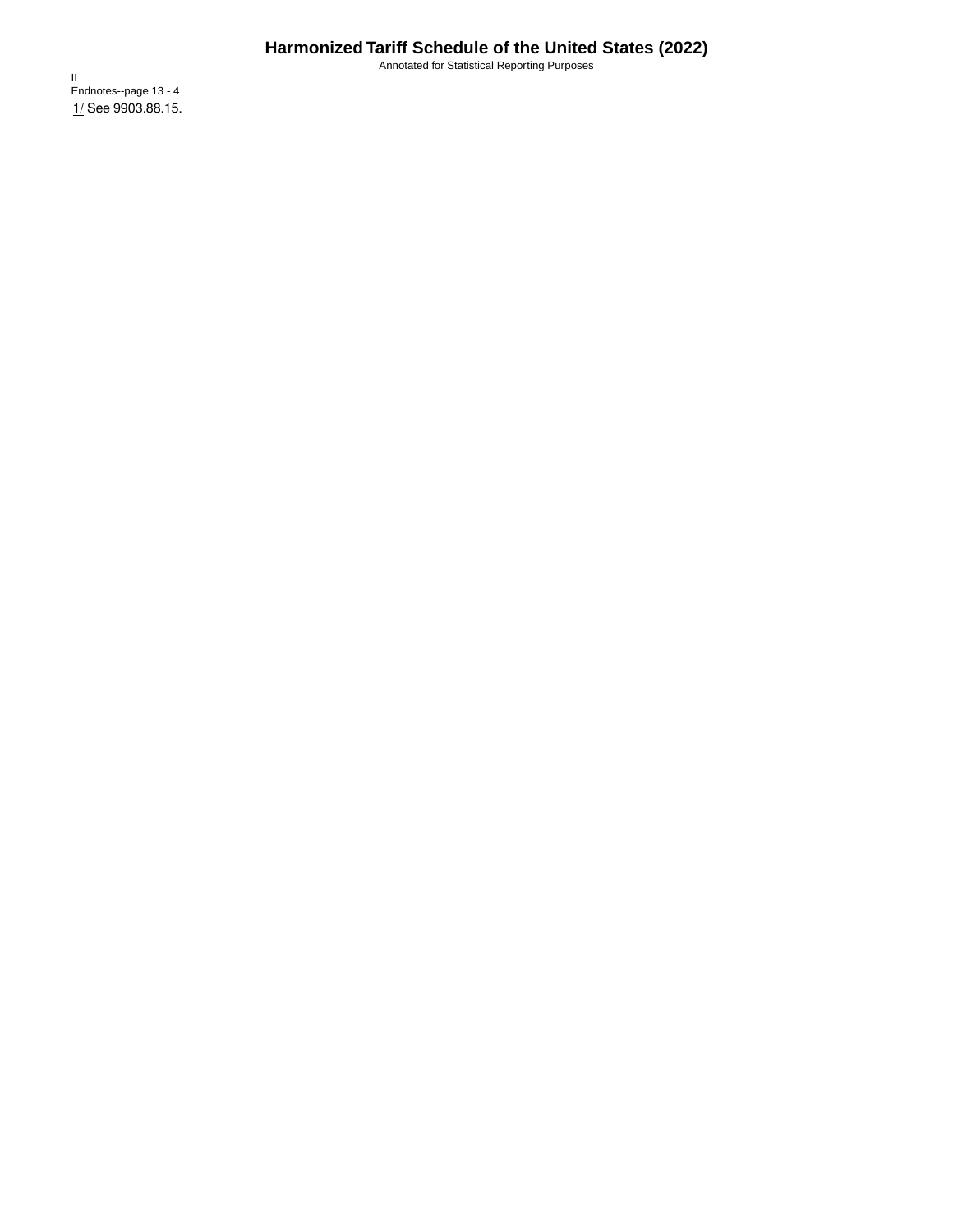1/ See 9903.88.15.